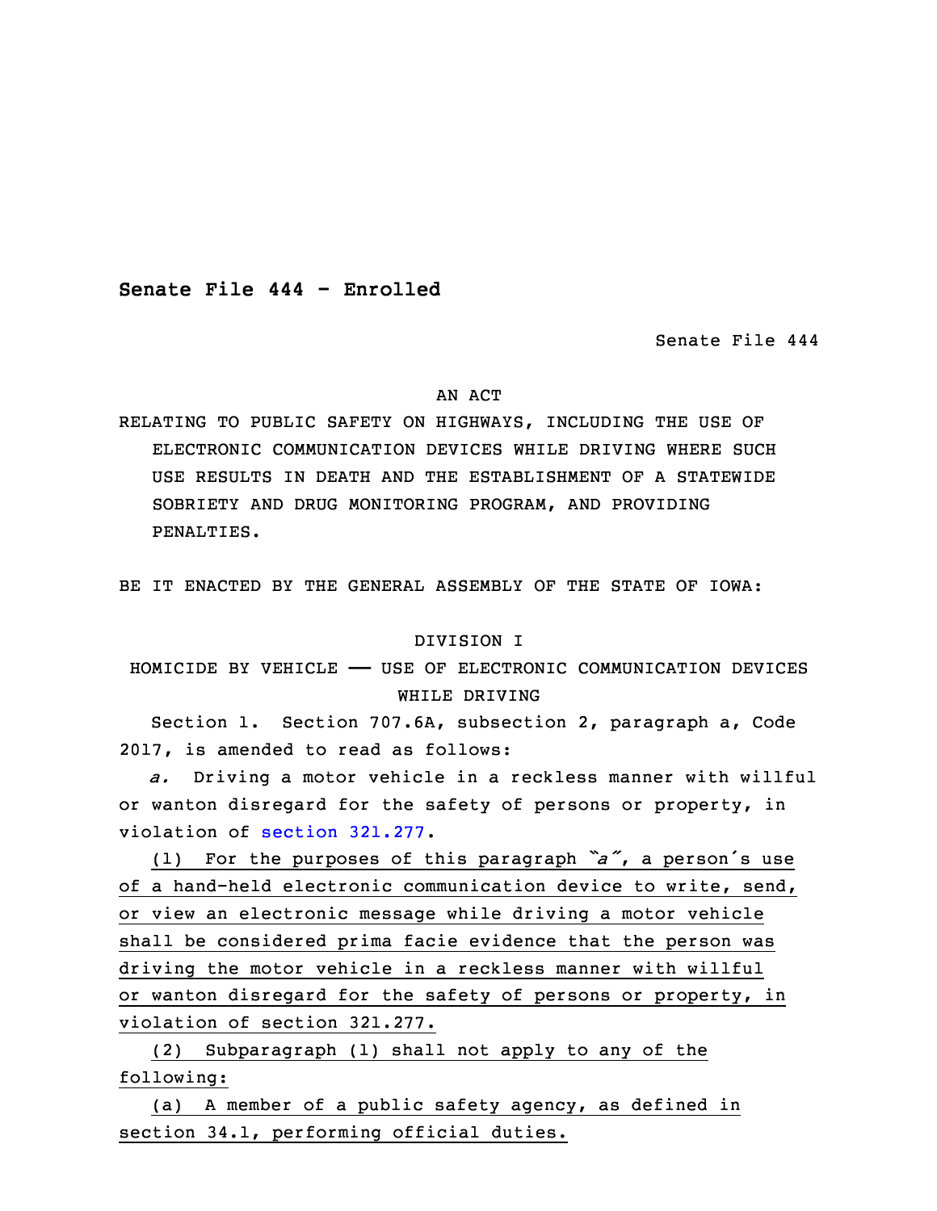**Senate File 444 - Enrolled**

Senate File 444

AN ACT

RELATING TO PUBLIC SAFETY ON HIGHWAYS, INCLUDING THE USE OF ELECTRONIC COMMUNICATION DEVICES WHILE DRIVING WHERE SUCH USE RESULTS IN DEATH AND THE ESTABLISHMENT OF A STATEWIDE SOBRIETY AND DRUG MONITORING PROGRAM, AND PROVIDING PENALTIES.

BE IT ENACTED BY THE GENERAL ASSEMBLY OF THE STATE OF IOWA:

DIVISION I

HOMICIDE BY VEHICLE —— USE OF ELECTRONIC COMMUNICATION DEVICES WHILE DRIVING

Section 1. Section 707.6A, subsection 2, paragraph a, Code 2017, is amended to read as follows:

*a.* Driving a motor vehicle in a reckless manner with willful or wanton disregard for the safety of persons or property, in violation of section 321.277.

(1) For the purposes of this paragraph *"a"*, a person's use of a hand-held electronic communication device to write, send, or view an electronic message while driving a motor vehicle shall be considered prima facie evidence that the person was driving the motor vehicle in a reckless manner with willful or wanton disregard for the safety of persons or property, in violation of section 321.277.

(2) Subparagraph (1) shall not apply to any of the following:

(a) A member of a public safety agency, as defined in section 34.1, performing official duties.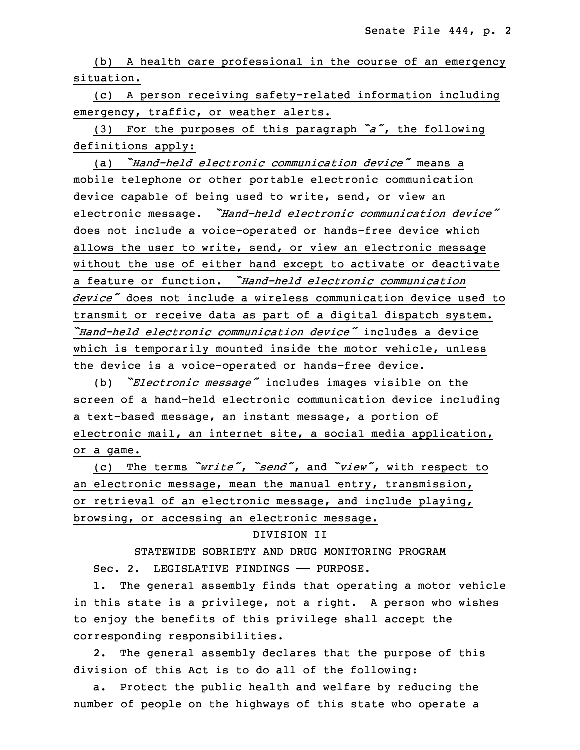(b) A health care professional in the course of an emergency situation.

(c) A person receiving safety-related information including emergency, traffic, or weather alerts.

(3) For the purposes of this paragraph *"a"*, the following definitions apply:

(a) *"Hand-held electronic communication device"* means a mobile telephone or other portable electronic communication device capable of being used to write, send, or view an electronic message. *"Hand-held electronic communication device"* does not include a voice-operated or hands-free device which allows the user to write, send, or view an electronic message without the use of either hand except to activate or deactivate a feature or function. *"Hand-held electronic communication device"* does not include a wireless communication device used to transmit or receive data as part of a digital dispatch system. *"Hand-held electronic communication device"* includes a device which is temporarily mounted inside the motor vehicle, unless the device is a voice-operated or hands-free device.

(b) *"Electronic message"* includes images visible on the screen of a hand-held electronic communication device including a text-based message, an instant message, a portion of electronic mail, an internet site, a social media application, or a game.

(c) The terms *"write"*, *"send"*, and *"view"*, with respect to an electronic message, mean the manual entry, transmission, or retrieval of an electronic message, and include playing, browsing, or accessing an electronic message.

DIVISION II

STATEWIDE SOBRIETY AND DRUG MONITORING PROGRAM

Sec. 2. LEGISLATIVE FINDINGS — PURPOSE.

1. The general assembly finds that operating a motor vehicle in this state is a privilege, not a right. A person who wishes to enjoy the benefits of this privilege shall accept the corresponding responsibilities.

2. The general assembly declares that the purpose of this division of this Act is to do all of the following:

a. Protect the public health and welfare by reducing the number of people on the highways of this state who operate a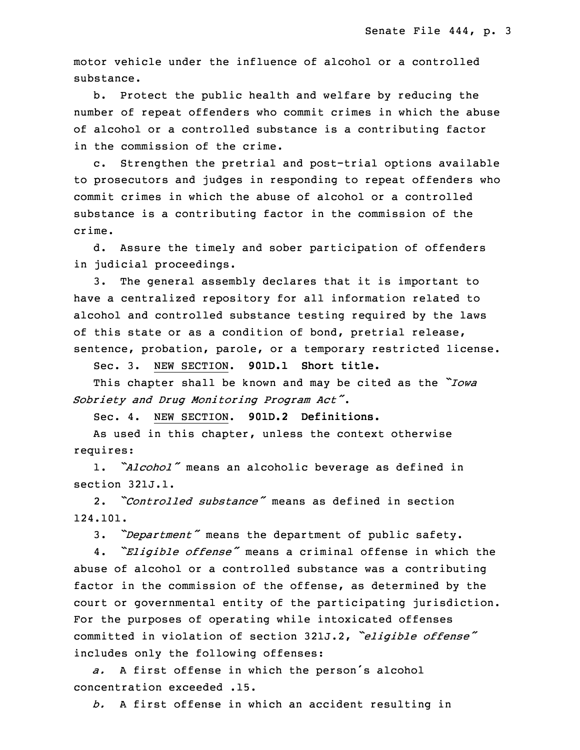motor vehicle under the influence of alcohol or a controlled substance.

b. Protect the public health and welfare by reducing the number of repeat offenders who commit crimes in which the abuse of alcohol or a controlled substance is a contributing factor in the commission of the crime.

c. Strengthen the pretrial and post-trial options available to prosecutors and judges in responding to repeat offenders who commit crimes in which the abuse of alcohol or a controlled substance is a contributing factor in the commission of the crime.

d. Assure the timely and sober participation of offenders in judicial proceedings.

3. The general assembly declares that it is important to have a centralized repository for all information related to alcohol and controlled substance testing required by the laws of this state or as a condition of bond, pretrial release, sentence, probation, parole, or a temporary restricted license.

Sec. 3. NEW SECTION. **901D.1 Short title.**

This chapter shall be known and may be cited as the "*Iowa Sobriety and Drug Monitoring Program Act*".

Sec. 4. NEW SECTION. **901D.2 Definitions.**

As used in this chapter, unless the context otherwise requires:

1. "*Alcohol*" means an alcoholic beverage as defined in section 321J.1.

2. "*Controlled substance*" means as defined in section 124.101.

3. "*Department*" means the department of public safety.

4. "*Eligible offense*" means a criminal offense in which the abuse of alcohol or a controlled substance was a contributing factor in the commission of the offense, as determined by the court or governmental entity of the participating jurisdiction. For the purposes of operating while intoxicated offenses committed in violation of section 321J.2, "*eligible offense*" includes only the following offenses:

*a.* A first offense in which the person's alcohol concentration exceeded .15.

*b.* A first offense in which an accident resulting in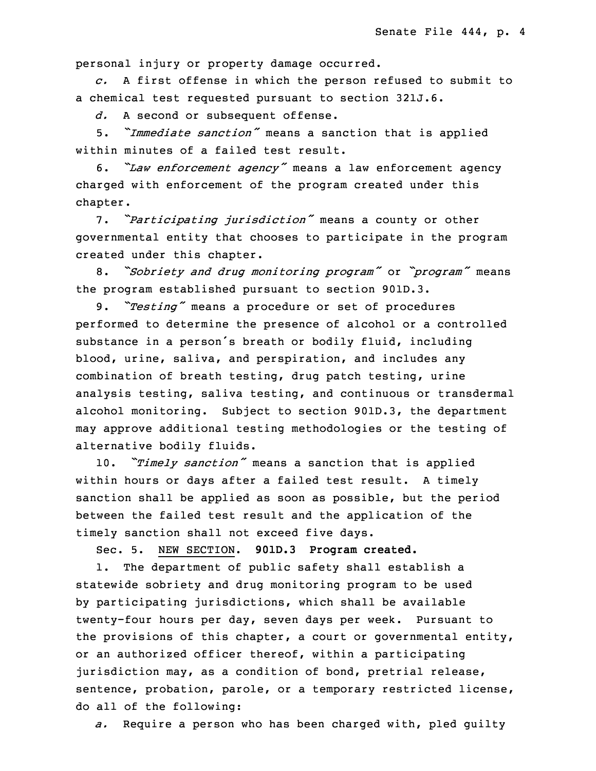personal injury or property damage occurred.

*c.* A first offense in which the person refused to submit to a chemical test requested pursuant to section 321J.6.

*d.* A second or subsequent offense.

5. *"Immediate sanction"* means a sanction that is applied within minutes of a failed test result.

6. *"Law enforcement agency"* means a law enforcement agency charged with enforcement of the program created under this chapter.

7. *"Participating jurisdiction"* means a county or other governmental entity that chooses to participate in the program created under this chapter.

8. *"Sobriety and drug monitoring program"* or *"program"* means the program established pursuant to section 901D.3.

9. *"Testing"* means a procedure or set of procedures performed to determine the presence of alcohol or a controlled substance in a person's breath or bodily fluid, including blood, urine, saliva, and perspiration, and includes any combination of breath testing, drug patch testing, urine analysis testing, saliva testing, and continuous or transdermal alcohol monitoring. Subject to section 901D.3, the department may approve additional testing methodologies or the testing of alternative bodily fluids.

10. *"Timely sanction"* means a sanction that is applied within hours or days after a failed test result. A timely sanction shall be applied as soon as possible, but the period between the failed test result and the application of the timely sanction shall not exceed five days.

Sec. 5. NEW SECTION. **901D.3 Program created.**

1. The department of public safety shall establish a statewide sobriety and drug monitoring program to be used by participating jurisdictions, which shall be available twenty-four hours per day, seven days per week. Pursuant to the provisions of this chapter, a court or governmental entity, or an authorized officer thereof, within a participating jurisdiction may, as a condition of bond, pretrial release, sentence, probation, parole, or a temporary restricted license, do all of the following:

*a.* Require a person who has been charged with, pled guilty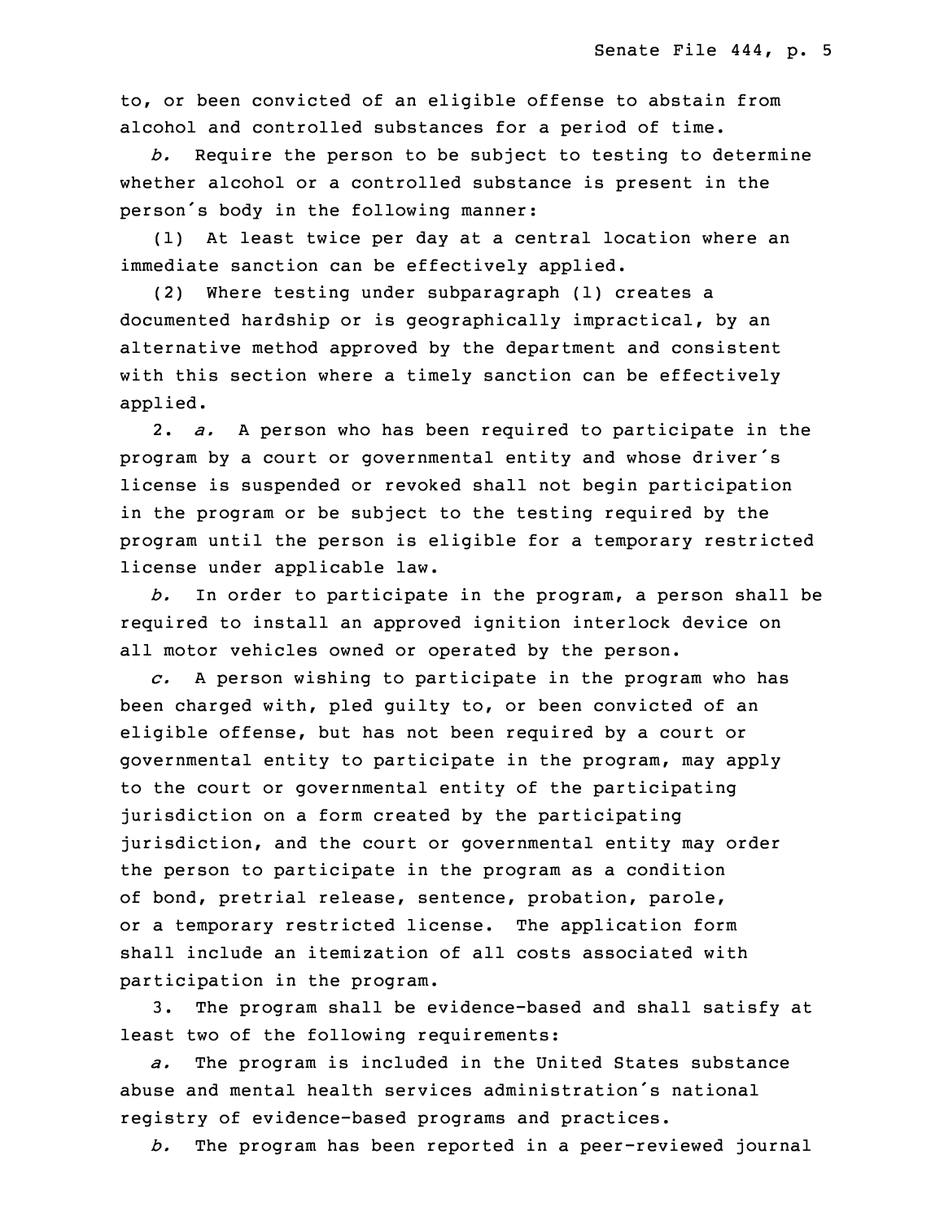to, or been convicted of an eligible offense to abstain from alcohol and controlled substances for a period of time.

*b.* Require the person to be subject to testing to determine whether alcohol or a controlled substance is present in the person's body in the following manner:

(1) At least twice per day at a central location where an immediate sanction can be effectively applied.

(2) Where testing under subparagraph (1) creates a documented hardship or is geographically impractical, by an alternative method approved by the department and consistent with this section where a timely sanction can be effectively applied.

2. *a.* A person who has been required to participate in the program by a court or governmental entity and whose driver's license is suspended or revoked shall not begin participation in the program or be subject to the testing required by the program until the person is eligible for a temporary restricted license under applicable law.

*b.* In order to participate in the program, a person shall be required to install an approved ignition interlock device on all motor vehicles owned or operated by the person.

*c.* A person wishing to participate in the program who has been charged with, pled guilty to, or been convicted of an eligible offense, but has not been required by a court or governmental entity to participate in the program, may apply to the court or governmental entity of the participating jurisdiction on a form created by the participating jurisdiction, and the court or governmental entity may order the person to participate in the program as a condition of bond, pretrial release, sentence, probation, parole, or a temporary restricted license. The application form shall include an itemization of all costs associated with participation in the program.

3. The program shall be evidence-based and shall satisfy at least two of the following requirements:

*a.* The program is included in the United States substance abuse and mental health services administration's national registry of evidence-based programs and practices.

*b.* The program has been reported in a peer-reviewed journal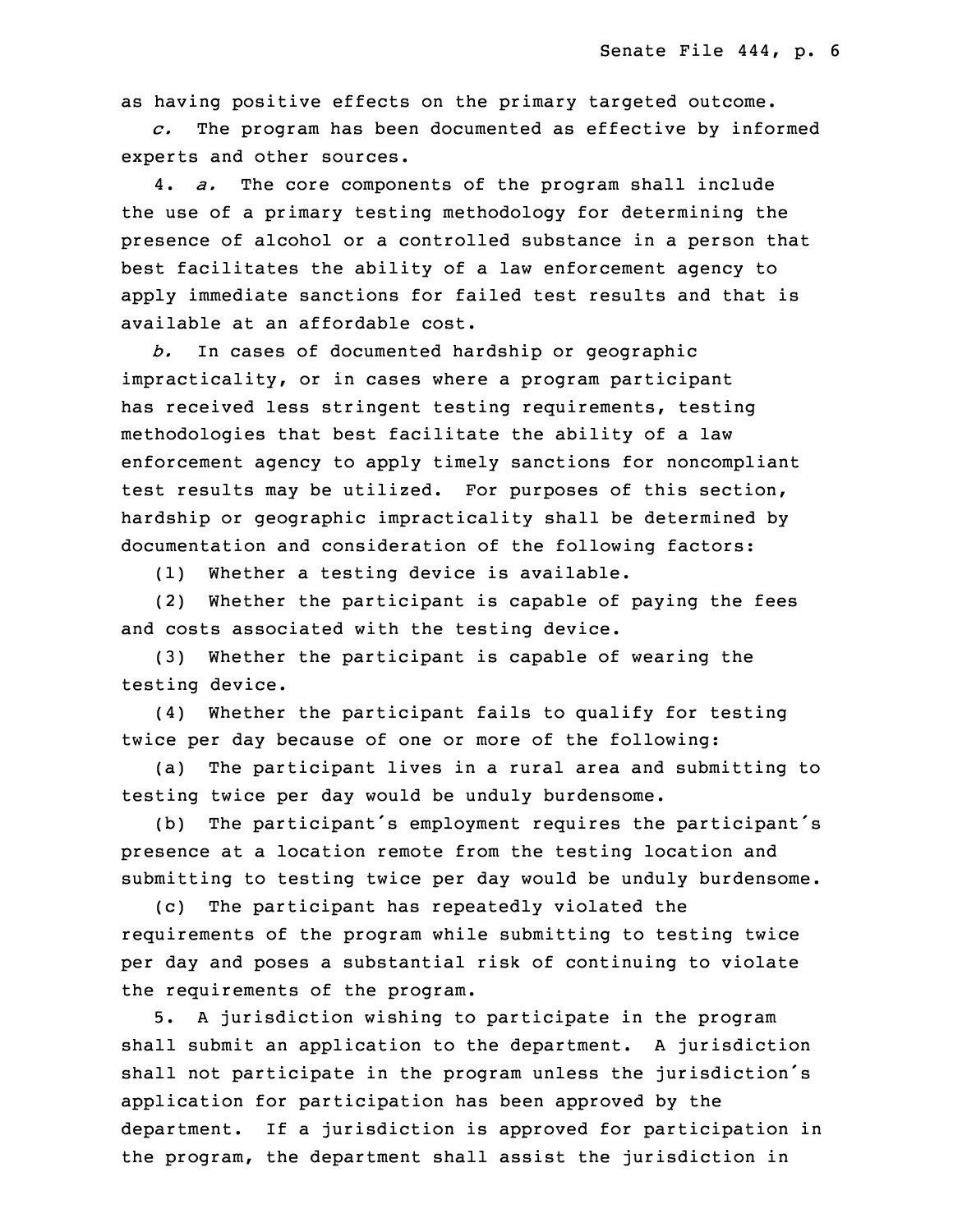as having positive effects on the primary targeted outcome.

*c.* The program has been documented as effective by informed experts and other sources.

4. *a.* The core components of the program shall include the use of a primary testing methodology for determining the presence of alcohol or a controlled substance in a person that best facilitates the ability of a law enforcement agency to apply immediate sanctions for failed test results and that is available at an affordable cost.

*b.* In cases of documented hardship or geographic impracticality, or in cases where a program participant has received less stringent testing requirements, testing methodologies that best facilitate the ability of a law enforcement agency to apply timely sanctions for noncompliant test results may be utilized. For purposes of this section, hardship or geographic impracticality shall be determined by documentation and consideration of the following factors:

(1) Whether a testing device is available.

(2) Whether the participant is capable of paying the fees and costs associated with the testing device.

(3) Whether the participant is capable of wearing the testing device.

(4) Whether the participant fails to qualify for testing twice per day because of one or more of the following:

(a) The participant lives in a rural area and submitting to testing twice per day would be unduly burdensome.

(b) The participant's employment requires the participant's presence at a location remote from the testing location and submitting to testing twice per day would be unduly burdensome.

(c) The participant has repeatedly violated the requirements of the program while submitting to testing twice per day and poses a substantial risk of continuing to violate the requirements of the program.

5. A jurisdiction wishing to participate in the program shall submit an application to the department. A jurisdiction shall not participate in the program unless the jurisdiction's application for participation has been approved by the department. If a jurisdiction is approved for participation in the program, the department shall assist the jurisdiction in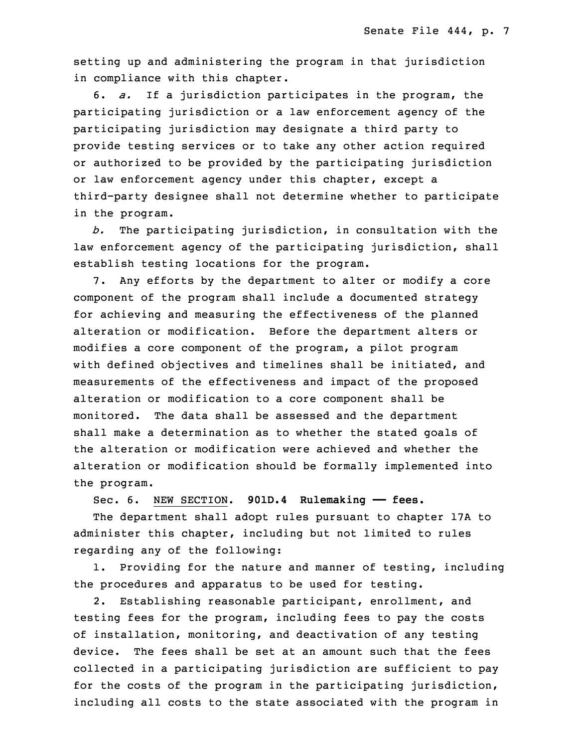setting up and administering the program in that jurisdiction in compliance with this chapter.

6. *a.* If a jurisdiction participates in the program, the participating jurisdiction or a law enforcement agency of the participating jurisdiction may designate a third party to provide testing services or to take any other action required or authorized to be provided by the participating jurisdiction or law enforcement agency under this chapter, except a third-party designee shall not determine whether to participate in the program.

*b.* The participating jurisdiction, in consultation with the law enforcement agency of the participating jurisdiction, shall establish testing locations for the program.

7. Any efforts by the department to alter or modify a core component of the program shall include a documented strategy for achieving and measuring the effectiveness of the planned alteration or modification. Before the department alters or modifies a core component of the program, a pilot program with defined objectives and timelines shall be initiated, and measurements of the effectiveness and impact of the proposed alteration or modification to a core component shall be monitored. The data shall be assessed and the department shall make a determination as to whether the stated goals of the alteration or modification were achieved and whether the alteration or modification should be formally implemented into the program.

Sec. 6. NEW SECTION. **901D.4 Rulemaking —— fees.**

The department shall adopt rules pursuant to chapter 17A to administer this chapter, including but not limited to rules regarding any of the following:

1. Providing for the nature and manner of testing, including the procedures and apparatus to be used for testing.

2. Establishing reasonable participant, enrollment, and testing fees for the program, including fees to pay the costs of installation, monitoring, and deactivation of any testing device. The fees shall be set at an amount such that the fees collected in a participating jurisdiction are sufficient to pay for the costs of the program in the participating jurisdiction, including all costs to the state associated with the program in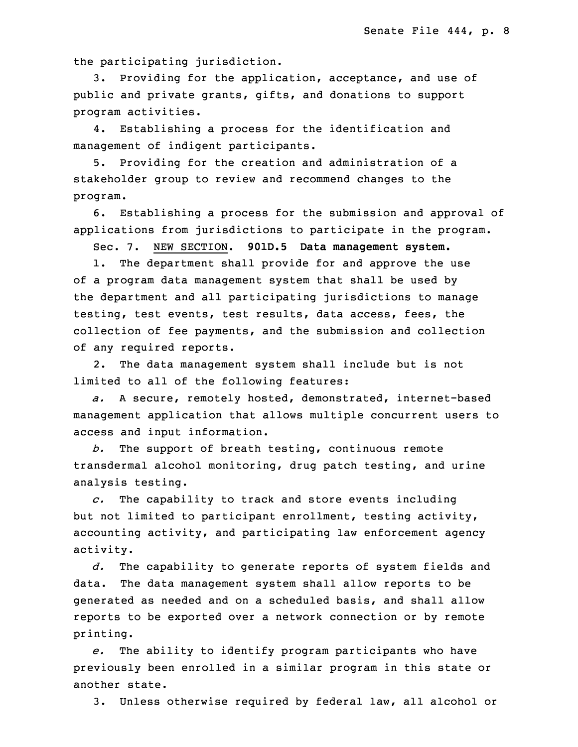the participating jurisdiction.

3. Providing for the application, acceptance, and use of public and private grants, gifts, and donations to support program activities.

4. Establishing a process for the identification and management of indigent participants.

5. Providing for the creation and administration of a stakeholder group to review and recommend changes to the program.

6. Establishing a process for the submission and approval of applications from jurisdictions to participate in the program.

Sec. 7. NEW SECTION. **901D.5 Data management system.**

1. The department shall provide for and approve the use of a program data management system that shall be used by the department and all participating jurisdictions to manage testing, test events, test results, data access, fees, the collection of fee payments, and the submission and collection of any required reports.

2. The data management system shall include but is not limited to all of the following features:

*a.* A secure, remotely hosted, demonstrated, internet-based management application that allows multiple concurrent users to access and input information.

*b.* The support of breath testing, continuous remote transdermal alcohol monitoring, drug patch testing, and urine analysis testing.

*c.* The capability to track and store events including but not limited to participant enrollment, testing activity, accounting activity, and participating law enforcement agency activity.

*d.* The capability to generate reports of system fields and data. The data management system shall allow reports to be generated as needed and on a scheduled basis, and shall allow reports to be exported over a network connection or by remote printing.

*e.* The ability to identify program participants who have previously been enrolled in a similar program in this state or another state.

3. Unless otherwise required by federal law, all alcohol or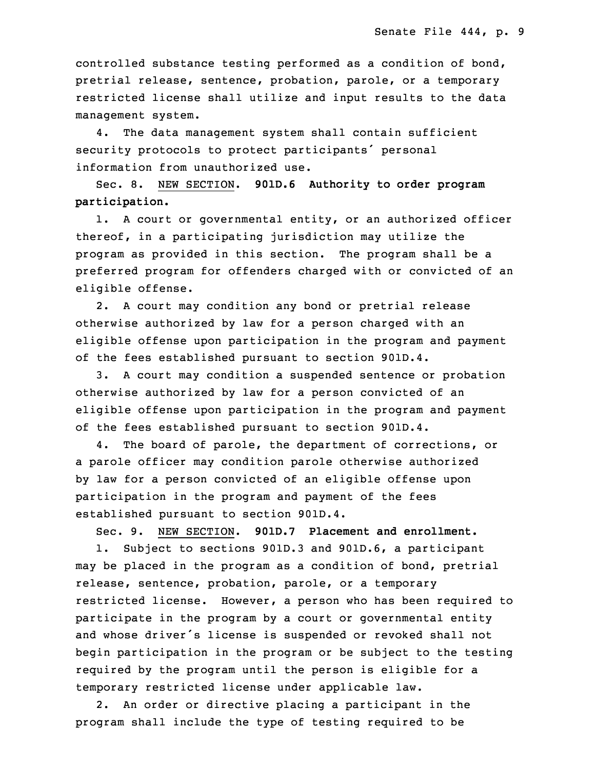controlled substance testing performed as a condition of bond, pretrial release, sentence, probation, parole, or a temporary restricted license shall utilize and input results to the data management system.

4. The data management system shall contain sufficient security protocols to protect participants' personal information from unauthorized use.

Sec. 8. NEW SECTION. **901D.6 Authority to order program participation.**

1. A court or governmental entity, or an authorized officer thereof, in a participating jurisdiction may utilize the program as provided in this section. The program shall be a preferred program for offenders charged with or convicted of an eligible offense.

2. A court may condition any bond or pretrial release otherwise authorized by law for a person charged with an eligible offense upon participation in the program and payment of the fees established pursuant to section 901D.4.

3. A court may condition a suspended sentence or probation otherwise authorized by law for a person convicted of an eligible offense upon participation in the program and payment of the fees established pursuant to section 901D.4.

4. The board of parole, the department of corrections, or a parole officer may condition parole otherwise authorized by law for a person convicted of an eligible offense upon participation in the program and payment of the fees established pursuant to section 901D.4.

Sec. 9. NEW SECTION. **901D.7 Placement and enrollment.**

1. Subject to sections 901D.3 and 901D.6, a participant may be placed in the program as a condition of bond, pretrial release, sentence, probation, parole, or a temporary restricted license. However, a person who has been required to participate in the program by a court or governmental entity and whose driver's license is suspended or revoked shall not begin participation in the program or be subject to the testing required by the program until the person is eligible for a temporary restricted license under applicable law.

2. An order or directive placing a participant in the program shall include the type of testing required to be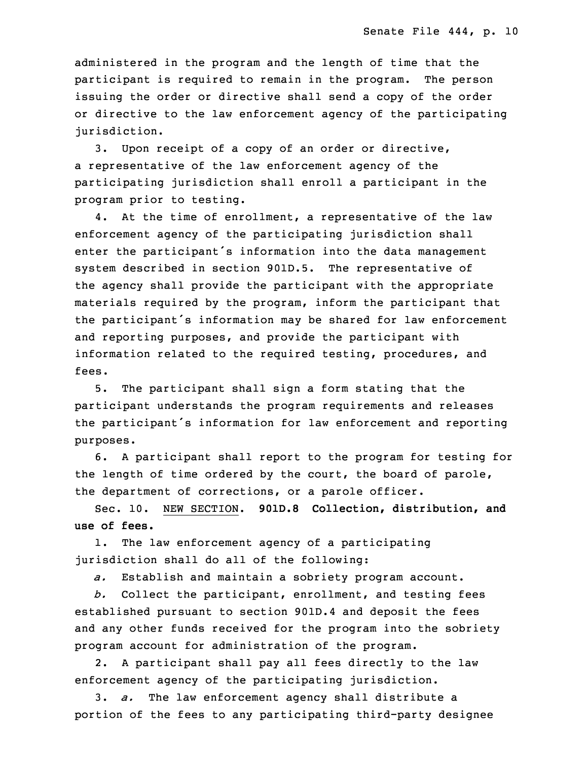administered in the program and the length of time that the participant is required to remain in the program. The person issuing the order or directive shall send a copy of the order or directive to the law enforcement agency of the participating jurisdiction.

3. Upon receipt of a copy of an order or directive, a representative of the law enforcement agency of the participating jurisdiction shall enroll a participant in the program prior to testing.

4. At the time of enrollment, a representative of the law enforcement agency of the participating jurisdiction shall enter the participant's information into the data management system described in section 901D.5. The representative of the agency shall provide the participant with the appropriate materials required by the program, inform the participant that the participant's information may be shared for law enforcement and reporting purposes, and provide the participant with information related to the required testing, procedures, and fees.

5. The participant shall sign a form stating that the participant understands the program requirements and releases the participant's information for law enforcement and reporting purposes.

6. A participant shall report to the program for testing for the length of time ordered by the court, the board of parole, the department of corrections, or a parole officer.

Sec. 10. NEW SECTION. **901D.8 Collection, distribution, and use of fees.**

1. The law enforcement agency of a participating jurisdiction shall do all of the following:

*a.* Establish and maintain a sobriety program account.

*b.* Collect the participant, enrollment, and testing fees established pursuant to section 901D.4 and deposit the fees and any other funds received for the program into the sobriety program account for administration of the program.

2. A participant shall pay all fees directly to the law enforcement agency of the participating jurisdiction.

3. *a.* The law enforcement agency shall distribute a portion of the fees to any participating third-party designee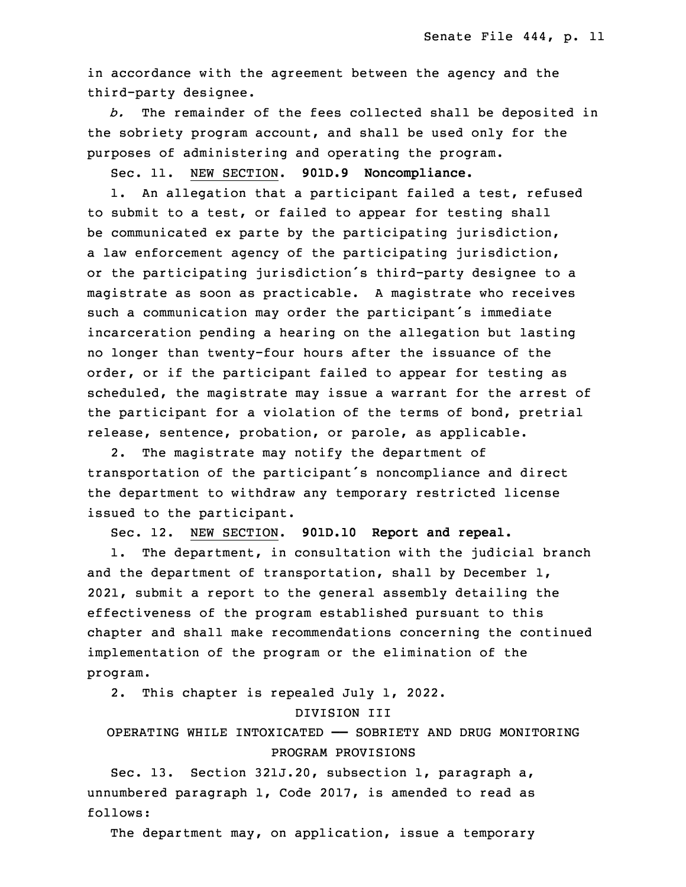in accordance with the agreement between the agency and the third-party designee.

*b.* The remainder of the fees collected shall be deposited in the sobriety program account, and shall be used only for the purposes of administering and operating the program.

Sec. 11. NEW SECTION. **901D.9 Noncompliance.**

1. An allegation that a participant failed a test, refused to submit to a test, or failed to appear for testing shall be communicated ex parte by the participating jurisdiction, a law enforcement agency of the participating jurisdiction, or the participating jurisdiction's third-party designee to a magistrate as soon as practicable. A magistrate who receives such a communication may order the participant's immediate incarceration pending a hearing on the allegation but lasting no longer than twenty-four hours after the issuance of the order, or if the participant failed to appear for testing as scheduled, the magistrate may issue a warrant for the arrest of the participant for a violation of the terms of bond, pretrial release, sentence, probation, or parole, as applicable.

2. The magistrate may notify the department of transportation of the participant's noncompliance and direct the department to withdraw any temporary restricted license issued to the participant.

Sec. 12. NEW SECTION. **901D.10 Report and repeal.**

1. The department, in consultation with the judicial branch and the department of transportation, shall by December 1, 2021, submit a report to the general assembly detailing the effectiveness of the program established pursuant to this chapter and shall make recommendations concerning the continued implementation of the program or the elimination of the program.

2. This chapter is repealed July 1, 2022.

DIVISION III

OPERATING WHILE INTOXICATED —— SOBRIETY AND DRUG MONITORING PROGRAM PROVISIONS

Sec. 13. Section 321J.20, subsection 1, paragraph a, unnumbered paragraph 1, Code 2017, is amended to read as follows:

The department may, on application, issue a temporary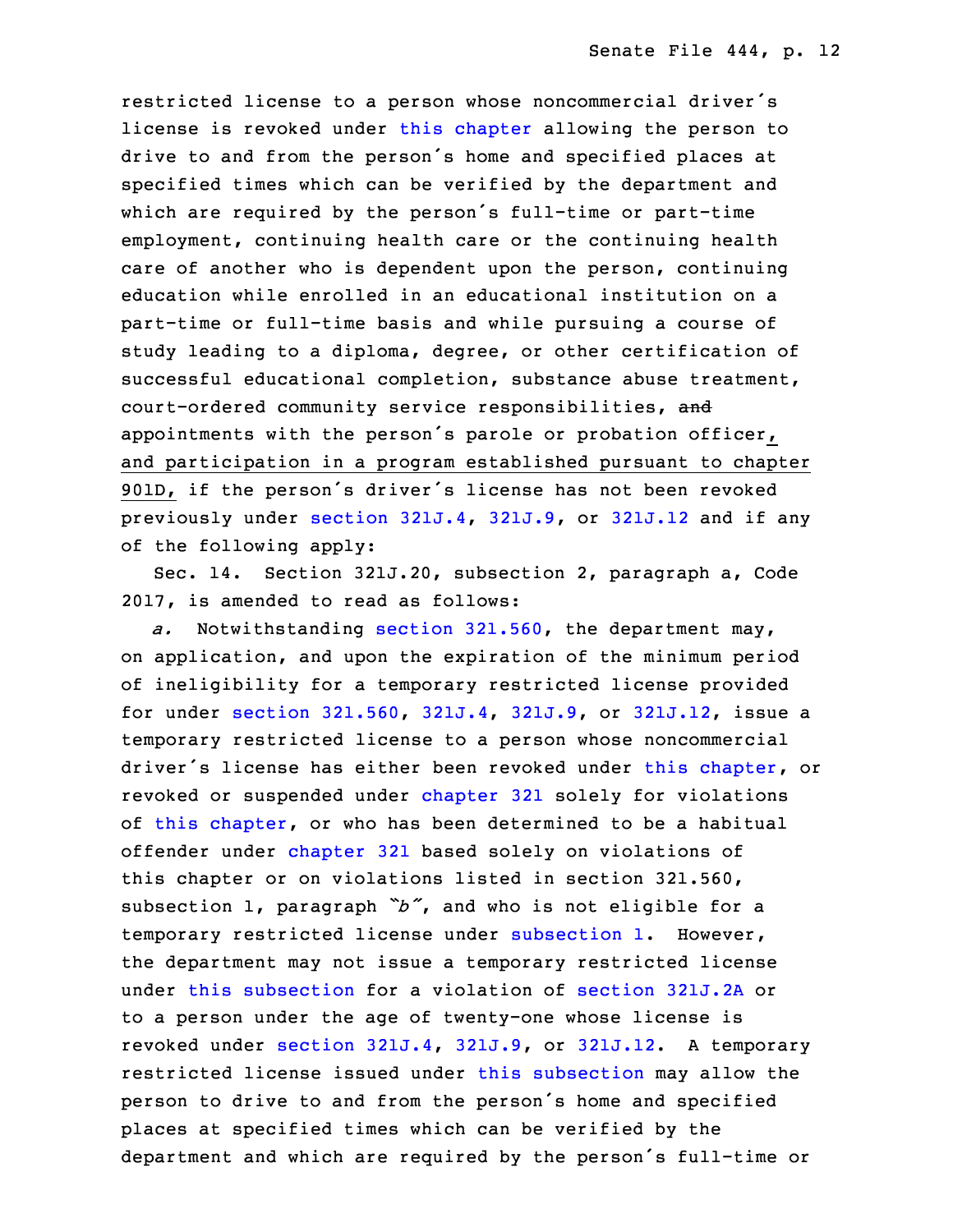restricted license to a person whose noncommercial driver's license is revoked under this chapter allowing the person to drive to and from the person's home and specified places at specified times which can be verified by the department and which are required by the person's full-time or part-time employment, continuing health care or the continuing health care of another who is dependent upon the person, continuing education while enrolled in an educational institution on a part-time or full-time basis and while pursuing a course of study leading to a diploma, degree, or other certification of successful educational completion, substance abuse treatment, court-ordered community service responsibilities, ~~and~~ appointments with the person's parole or probation officer, and participation in a program established pursuant to chapter 901D, if the person's driver's license has not been revoked previously under section 321J.4, 321J.9, or 321J.12 and if any of the following apply:

Sec. 14. Section 321J.20, subsection 2, paragraph a, Code 2017, is amended to read as follows:

*a.* Notwithstanding section 321.560, the department may, on application, and upon the expiration of the minimum period of ineligibility for a temporary restricted license provided for under section 321.560, 321J.4, 321J.9, or 321J.12, issue a temporary restricted license to a person whose noncommercial driver's license has either been revoked under this chapter, or revoked or suspended under chapter 321 solely for violations of this chapter, or who has been determined to be a habitual offender under chapter 321 based solely on violations of this chapter or on violations listed in section 321.560, subsection 1, paragraph *"b"*, and who is not eligible for a temporary restricted license under subsection 1. However, the department may not issue a temporary restricted license under this subsection for a violation of section 321J.2A or to a person under the age of twenty-one whose license is revoked under section 321J.4, 321J.9, or 321J.12. A temporary restricted license issued under this subsection may allow the person to drive to and from the person's home and specified places at specified times which can be verified by the department and which are required by the person's full-time or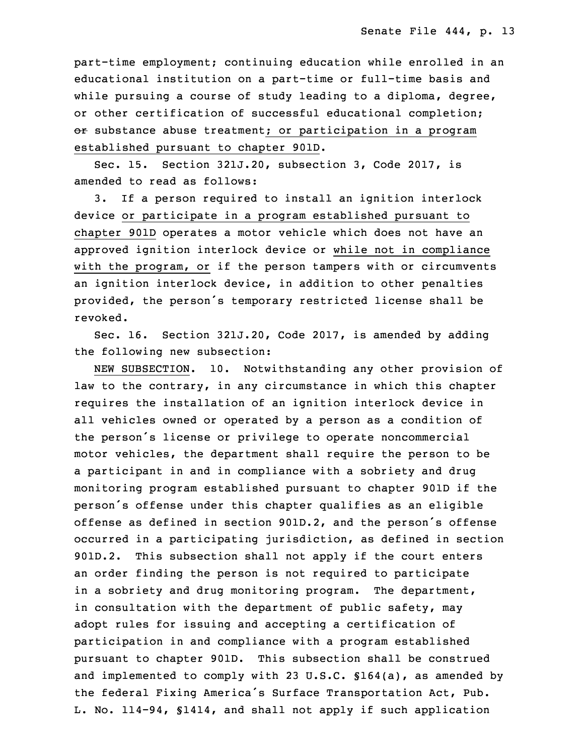part-time employment; continuing education while enrolled in an educational institution on a part-time or full-time basis and while pursuing a course of study leading to a diploma, degree, or other certification of successful educational completion; ~~or~~ substance abuse treatment; or participation in a program established pursuant to chapter 901D.

Sec. 15. Section 321J.20, subsection 3, Code 2017, is amended to read as follows:

3. If a person required to install an ignition interlock device or participate in a program established pursuant to chapter 901D operates a motor vehicle which does not have an approved ignition interlock device or while not in compliance with the program, or if the person tampers with or circumvents an ignition interlock device, in addition to other penalties provided, the person's temporary restricted license shall be revoked.

Sec. 16. Section 321J.20, Code 2017, is amended by adding the following new subsection:

NEW SUBSECTION. 10. Notwithstanding any other provision of law to the contrary, in any circumstance in which this chapter requires the installation of an ignition interlock device in all vehicles owned or operated by a person as a condition of the person's license or privilege to operate noncommercial motor vehicles, the department shall require the person to be a participant in and in compliance with a sobriety and drug monitoring program established pursuant to chapter 901D if the person's offense under this chapter qualifies as an eligible offense as defined in section 901D.2, and the person's offense occurred in a participating jurisdiction, as defined in section 901D.2. This subsection shall not apply if the court enters an order finding the person is not required to participate in a sobriety and drug monitoring program. The department, in consultation with the department of public safety, may adopt rules for issuing and accepting a certification of participation in and compliance with a program established pursuant to chapter 901D. This subsection shall be construed and implemented to comply with 23 U.S.C. §164(a), as amended by the federal Fixing America's Surface Transportation Act, Pub. L. No. 114-94, §1414, and shall not apply if such application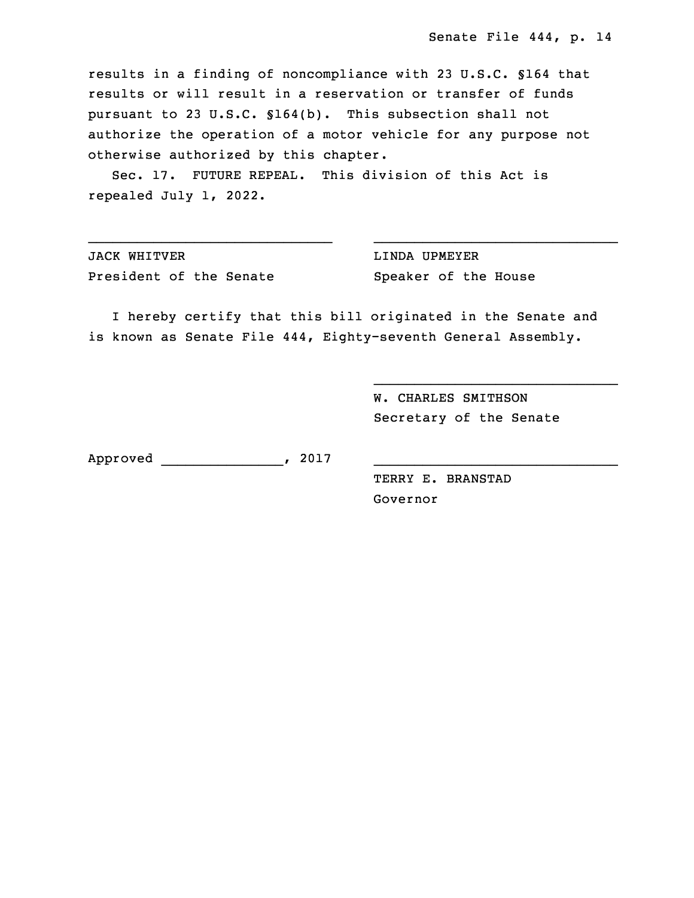results in a finding of noncompliance with 23 U.S.C. §164 that results or will result in a reservation or transfer of funds pursuant to 23 U.S.C. §164(b). This subsection shall not authorize the operation of a motor vehicle for any purpose not otherwise authorized by this chapter.

Sec. 17. FUTURE REPEAL. This division of this Act is repealed July 1, 2022.

______________________________
JACK WHITVER
President of the Senate

______________________________
LINDA UPMEYER
Speaker of the House

I hereby certify that this bill originated in the Senate and is known as Senate File 444, Eighty-seventh General Assembly.

______________________________
W. CHARLES SMITHSON
Secretary of the Senate

Approved _______________, 2017

______________________________
TERRY E. BRANSTAD
Governor